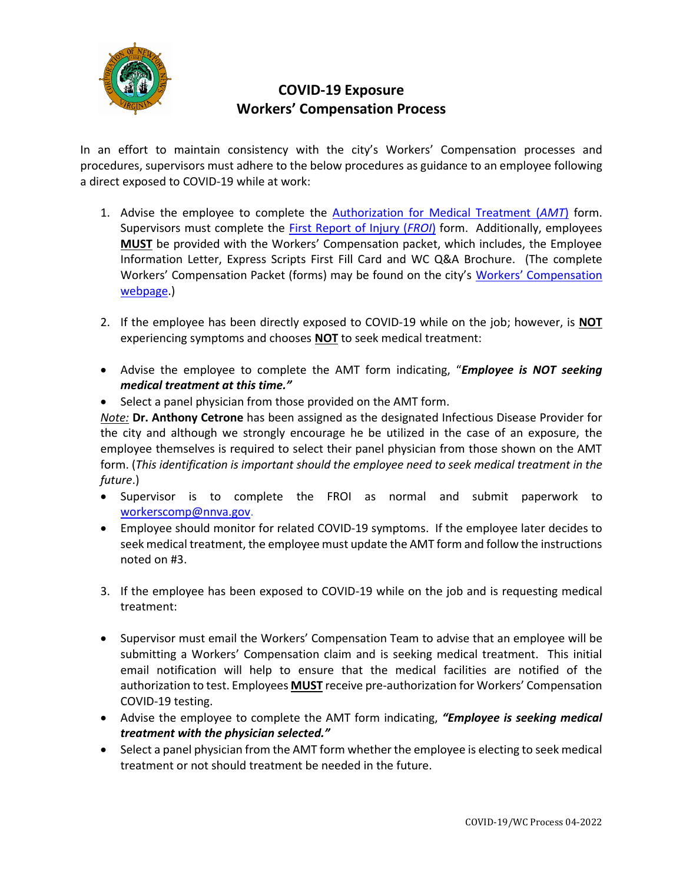# COVID-19 Exposure
# Workers' Compensation Process

In an effort to maintain consistency with the city's Workers' Compensation processes and procedures, supervisors must adhere to the below procedures as guidance to an employee following a direct exposed to COVID-19 while at work:

1. Advise the employee to complete the Authorization for Medical Treatment (*AMT*) form. Supervisors must complete the First Report of Injury (*FROI*) form. Additionally, employees **MUST** be provided with the Workers' Compensation packet, which includes, the Employee Information Letter, Express Scripts First Fill Card and WC Q&A Brochure. (The complete Workers' Compensation Packet (forms) may be found on the city's Workers' Compensation webpage.)

2. If the employee has been directly exposed to COVID-19 while on the job; however, is **NOT** experiencing symptoms and chooses **NOT** to seek medical treatment:

- Advise the employee to complete the AMT form indicating, "***Employee is NOT seeking medical treatment at this time."***
- Select a panel physician from those provided on the AMT form.

*Note:* **Dr. Anthony Cetrone** has been assigned as the designated Infectious Disease Provider for the city and although we strongly encourage he be utilized in the case of an exposure, the employee themselves is required to select their panel physician from those shown on the AMT form. (*This identification is important should the employee need to seek medical treatment in the future*.)

- Supervisor is to complete the FROI as normal and submit paperwork to workerscomp@nnva.gov.
- Employee should monitor for related COVID-19 symptoms. If the employee later decides to seek medical treatment, the employee must update the AMT form and follow the instructions noted on #3.

3. If the employee has been exposed to COVID-19 while on the job and is requesting medical treatment:

- Supervisor must email the Workers' Compensation Team to advise that an employee will be submitting a Workers' Compensation claim and is seeking medical treatment. This initial email notification will help to ensure that the medical facilities are notified of the authorization to test. Employees **MUST** receive pre-authorization for Workers' Compensation COVID-19 testing.
- Advise the employee to complete the AMT form indicating, ***"Employee is seeking medical treatment with the physician selected."***
- Select a panel physician from the AMT form whether the employee is electing to seek medical treatment or not should treatment be needed in the future.

COVID-19/WC Process 04-2022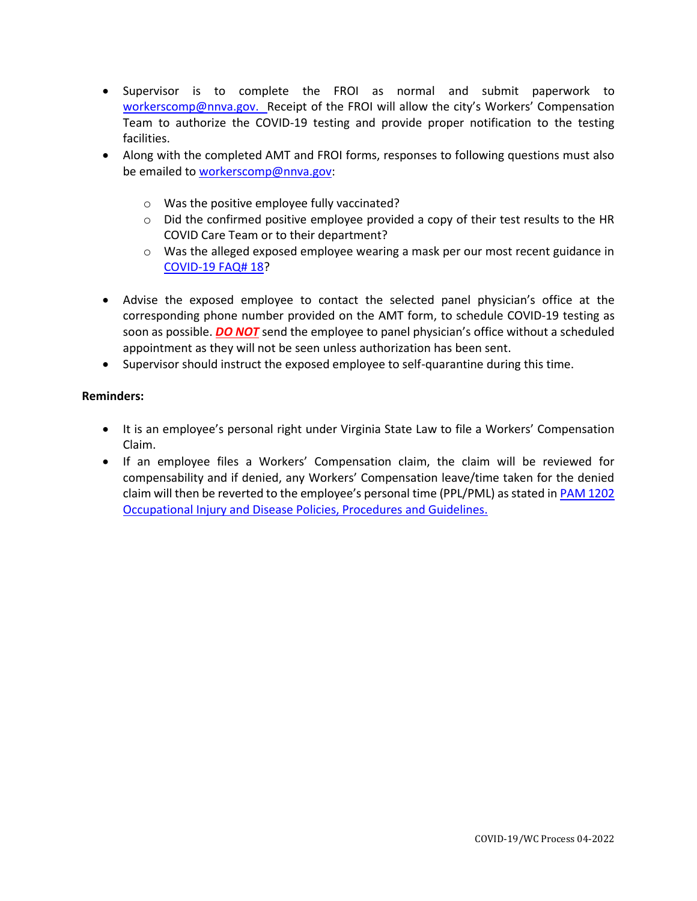- Supervisor is to complete the FROI as normal and submit paperwork to workerscomp@nnva.gov. Receipt of the FROI will allow the city's Workers' Compensation Team to authorize the COVID-19 testing and provide proper notification to the testing facilities.
- Along with the completed AMT and FROI forms, responses to following questions must also be emailed to workerscomp@nnva.gov:
  - Was the positive employee fully vaccinated?
  - Did the confirmed positive employee provided a copy of their test results to the HR COVID Care Team or to their department?
  - Was the alleged exposed employee wearing a mask per our most recent guidance in COVID-19 FAQ# 18?
- Advise the exposed employee to contact the selected panel physician's office at the corresponding phone number provided on the AMT form, to schedule COVID-19 testing as soon as possible. ***DO NOT*** send the employee to panel physician's office without a scheduled appointment as they will not be seen unless authorization has been sent.
- Supervisor should instruct the exposed employee to self-quarantine during this time.

**Reminders:**

- It is an employee's personal right under Virginia State Law to file a Workers' Compensation Claim.
- If an employee files a Workers' Compensation claim, the claim will be reviewed for compensability and if denied, any Workers' Compensation leave/time taken for the denied claim will then be reverted to the employee's personal time (PPL/PML) as stated in PAM 1202 Occupational Injury and Disease Policies, Procedures and Guidelines.

COVID-19/WC Process 04-2022